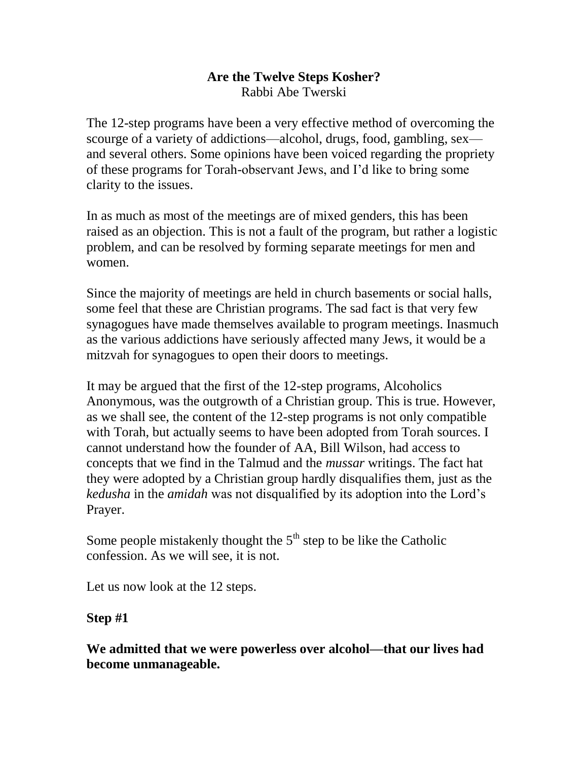# Are the Twelve Steps Kosher?

Rabbi Abe Twerski

The 12-step programs have been a very effective method of overcoming the scourge of a variety of addictions—alcohol, drugs, food, gambling, sex—and several others. Some opinions have been voiced regarding the propriety of these programs for Torah-observant Jews, and I'd like to bring some clarity to the issues.

In as much as most of the meetings are of mixed genders, this has been raised as an objection. This is not a fault of the program, but rather a logistic problem, and can be resolved by forming separate meetings for men and women.

Since the majority of meetings are held in church basements or social halls, some feel that these are Christian programs. The sad fact is that very few synagogues have made themselves available to program meetings. Inasmuch as the various addictions have seriously affected many Jews, it would be a mitzvah for synagogues to open their doors to meetings.

It may be argued that the first of the 12-step programs, Alcoholics Anonymous, was the outgrowth of a Christian group. This is true. However, as we shall see, the content of the 12-step programs is not only compatible with Torah, but actually seems to have been adopted from Torah sources. I cannot understand how the founder of AA, Bill Wilson, had access to concepts that we find in the Talmud and the *mussar* writings. The fact hat they were adopted by a Christian group hardly disqualifies them, just as the *kedusha* in the *amidah* was not disqualified by its adoption into the Lord's Prayer.

Some people mistakenly thought the 5th step to be like the Catholic confession. As we will see, it is not.

Let us now look at the 12 steps.

**Step #1**

**We admitted that we were powerless over alcohol—that our lives had become unmanageable.**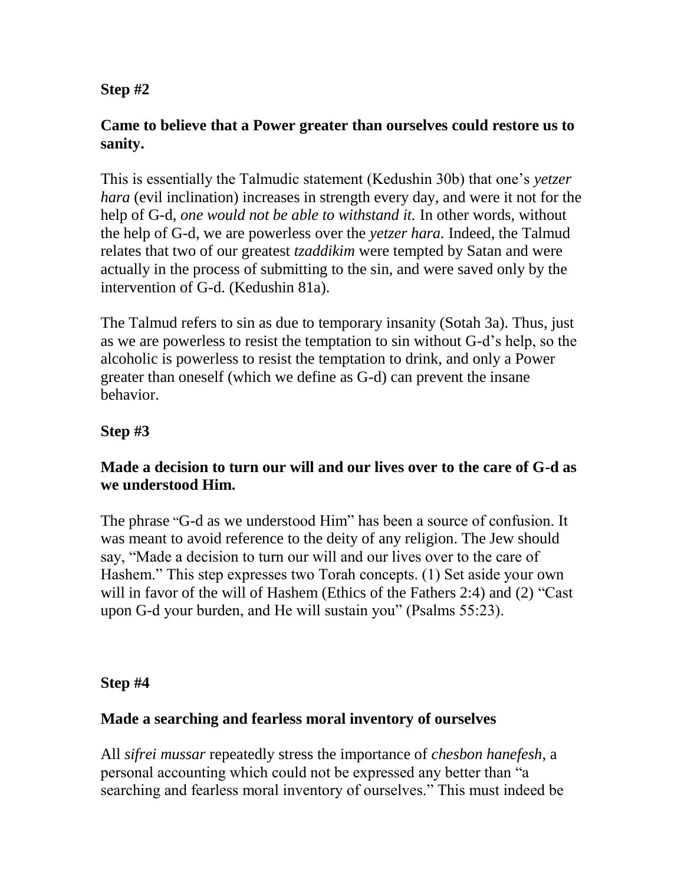**Step #2**

**Came to believe that a Power greater than ourselves could restore us to sanity.**

This is essentially the Talmudic statement (Kedushin 30b) that one's *yetzer hara* (evil inclination) increases in strength every day, and were it not for the help of G-d, *one would not be able to withstand it.* In other words, without the help of G-d, we are powerless over the *yetzer hara.* Indeed, the Talmud relates that two of our greatest *tzaddikim* were tempted by Satan and were actually in the process of submitting to the sin, and were saved only by the intervention of G-d. (Kedushin 81a).

The Talmud refers to sin as due to temporary insanity (Sotah 3a). Thus, just as we are powerless to resist the temptation to sin without G-d's help, so the alcoholic is powerless to resist the temptation to drink, and only a Power greater than oneself (which we define as G-d) can prevent the insane behavior.

**Step #3**

**Made a decision to turn our will and our lives over to the care of G-d as we understood Him.**

The phrase "G-d as we understood Him" has been a source of confusion. It was meant to avoid reference to the deity of any religion. The Jew should say, "Made a decision to turn our will and our lives over to the care of Hashem." This step expresses two Torah concepts. (1) Set aside your own will in favor of the will of Hashem (Ethics of the Fathers 2:4) and (2) "Cast upon G-d your burden, and He will sustain you" (Psalms 55:23).

**Step #4**

**Made a searching and fearless moral inventory of ourselves**

All *sifrei mussar* repeatedly stress the importance of *chesbon hanefesh,* a personal accounting which could not be expressed any better than "a searching and fearless moral inventory of ourselves." This must indeed be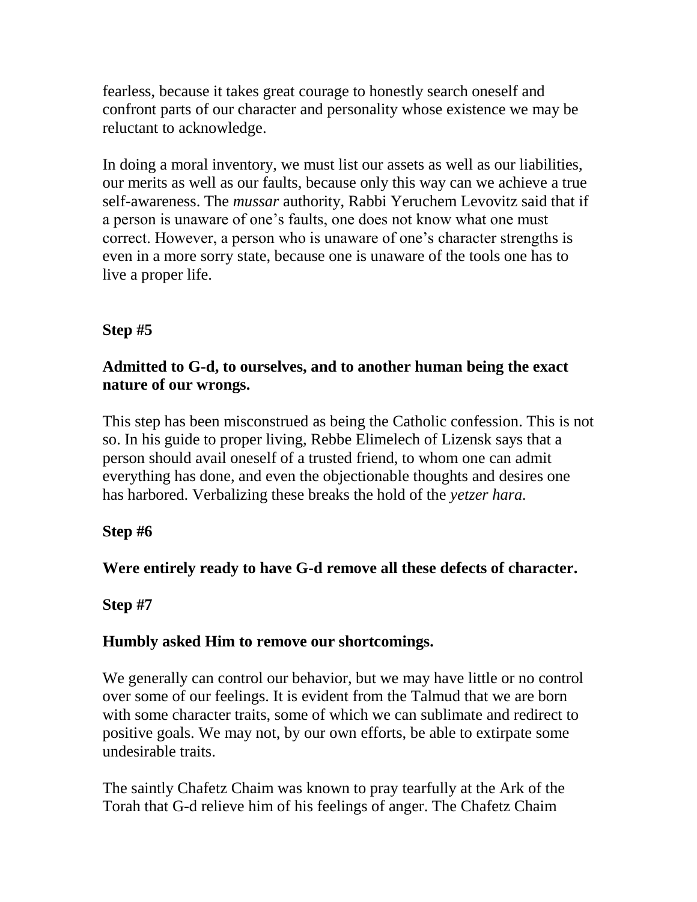fearless, because it takes great courage to honestly search oneself and confront parts of our character and personality whose existence we may be reluctant to acknowledge.

In doing a moral inventory, we must list our assets as well as our liabilities, our merits as well as our faults, because only this way can we achieve a true self-awareness. The *mussar* authority, Rabbi Yeruchem Levovitz said that if a person is unaware of one's faults, one does not know what one must correct. However, a person who is unaware of one's character strengths is even in a more sorry state, because one is unaware of the tools one has to live a proper life.

**Step #5**

**Admitted to G-d, to ourselves, and to another human being the exact nature of our wrongs.**

This step has been misconstrued as being the Catholic confession. This is not so. In his guide to proper living, Rebbe Elimelech of Lizensk says that a person should avail oneself of a trusted friend, to whom one can admit everything has done, and even the objectionable thoughts and desires one has harbored. Verbalizing these breaks the hold of the *yetzer hara*.

**Step #6**

**Were entirely ready to have G-d remove all these defects of character.**

**Step #7**

**Humbly asked Him to remove our shortcomings.**

We generally can control our behavior, but we may have little or no control over some of our feelings. It is evident from the Talmud that we are born with some character traits, some of which we can sublimate and redirect to positive goals. We may not, by our own efforts, be able to extirpate some undesirable traits.

The saintly Chafetz Chaim was known to pray tearfully at the Ark of the Torah that G-d relieve him of his feelings of anger. The Chafetz Chaim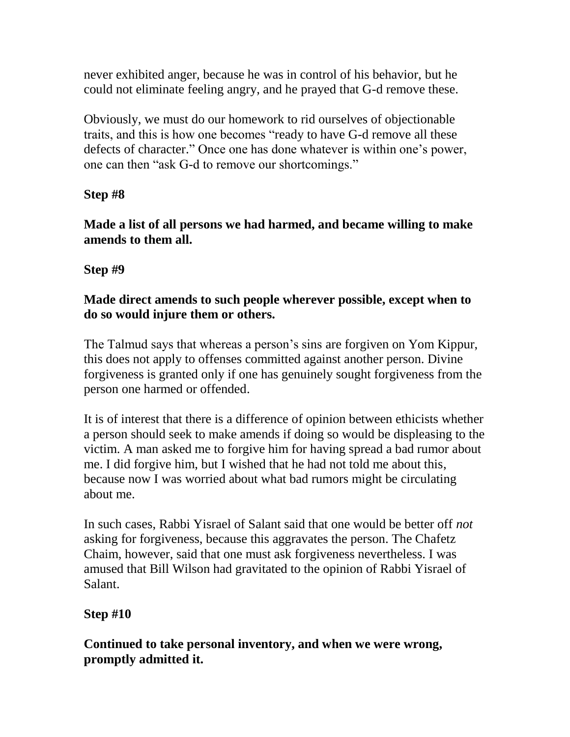never exhibited anger, because he was in control of his behavior, but he could not eliminate feeling angry, and he prayed that G-d remove these.

Obviously, we must do our homework to rid ourselves of objectionable traits, and this is how one becomes "ready to have G-d remove all these defects of character." Once one has done whatever is within one's power, one can then "ask G-d to remove our shortcomings."

**Step #8**

**Made a list of all persons we had harmed, and became willing to make amends to them all.**

**Step #9**

**Made direct amends to such people wherever possible, except when to do so would injure them or others.**

The Talmud says that whereas a person's sins are forgiven on Yom Kippur, this does not apply to offenses committed against another person. Divine forgiveness is granted only if one has genuinely sought forgiveness from the person one harmed or offended.

It is of interest that there is a difference of opinion between ethicists whether a person should seek to make amends if doing so would be displeasing to the victim. A man asked me to forgive him for having spread a bad rumor about me. I did forgive him, but I wished that he had not told me about this, because now I was worried about what bad rumors might be circulating about me.

In such cases, Rabbi Yisrael of Salant said that one would be better off *not* asking for forgiveness, because this aggravates the person. The Chafetz Chaim, however, said that one must ask forgiveness nevertheless. I was amused that Bill Wilson had gravitated to the opinion of Rabbi Yisrael of Salant.

**Step #10**

**Continued to take personal inventory, and when we were wrong, promptly admitted it.**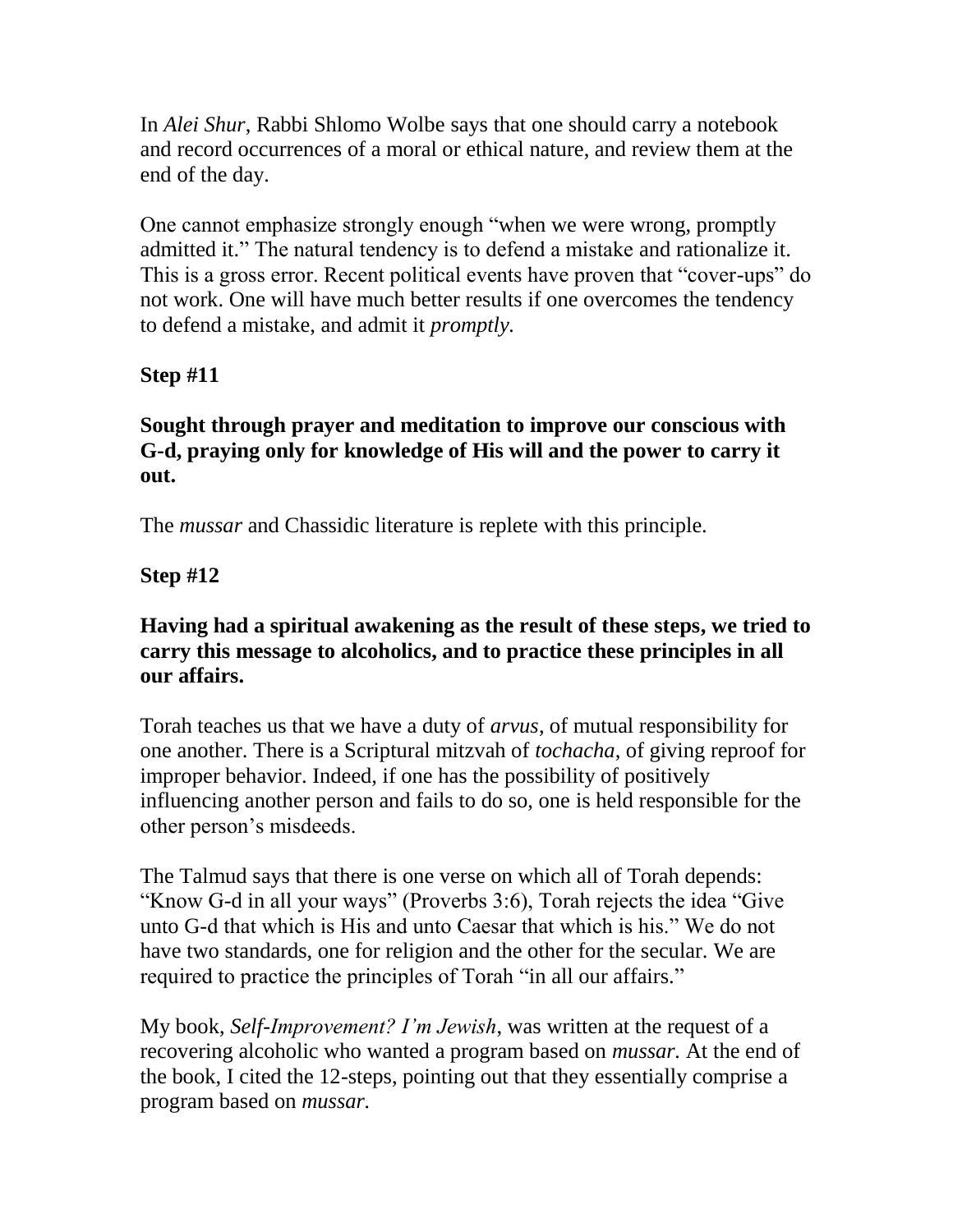In *Alei Shur*, Rabbi Shlomo Wolbe says that one should carry a notebook and record occurrences of a moral or ethical nature, and review them at the end of the day.

One cannot emphasize strongly enough "when we were wrong, promptly admitted it." The natural tendency is to defend a mistake and rationalize it. This is a gross error. Recent political events have proven that "cover-ups" do not work. One will have much better results if one overcomes the tendency to defend a mistake, and admit it *promptly.*

**Step #11**

**Sought through prayer and meditation to improve our conscious with G-d, praying only for knowledge of His will and the power to carry it out.**

The *mussar* and Chassidic literature is replete with this principle.

**Step #12**

**Having had a spiritual awakening as the result of these steps, we tried to carry this message to alcoholics, and to practice these principles in all our affairs.**

Torah teaches us that we have a duty of *arvus*, of mutual responsibility for one another. There is a Scriptural mitzvah of *tochacha*, of giving reproof for improper behavior. Indeed, if one has the possibility of positively influencing another person and fails to do so, one is held responsible for the other person's misdeeds.

The Talmud says that there is one verse on which all of Torah depends: "Know G-d in all your ways" (Proverbs 3:6), Torah rejects the idea "Give unto G-d that which is His and unto Caesar that which is his." We do not have two standards, one for religion and the other for the secular. We are required to practice the principles of Torah "in all our affairs."

My book, *Self-Improvement? I'm Jewish*, was written at the request of a recovering alcoholic who wanted a program based on *mussar.* At the end of the book, I cited the 12-steps, pointing out that they essentially comprise a program based on *mussar.*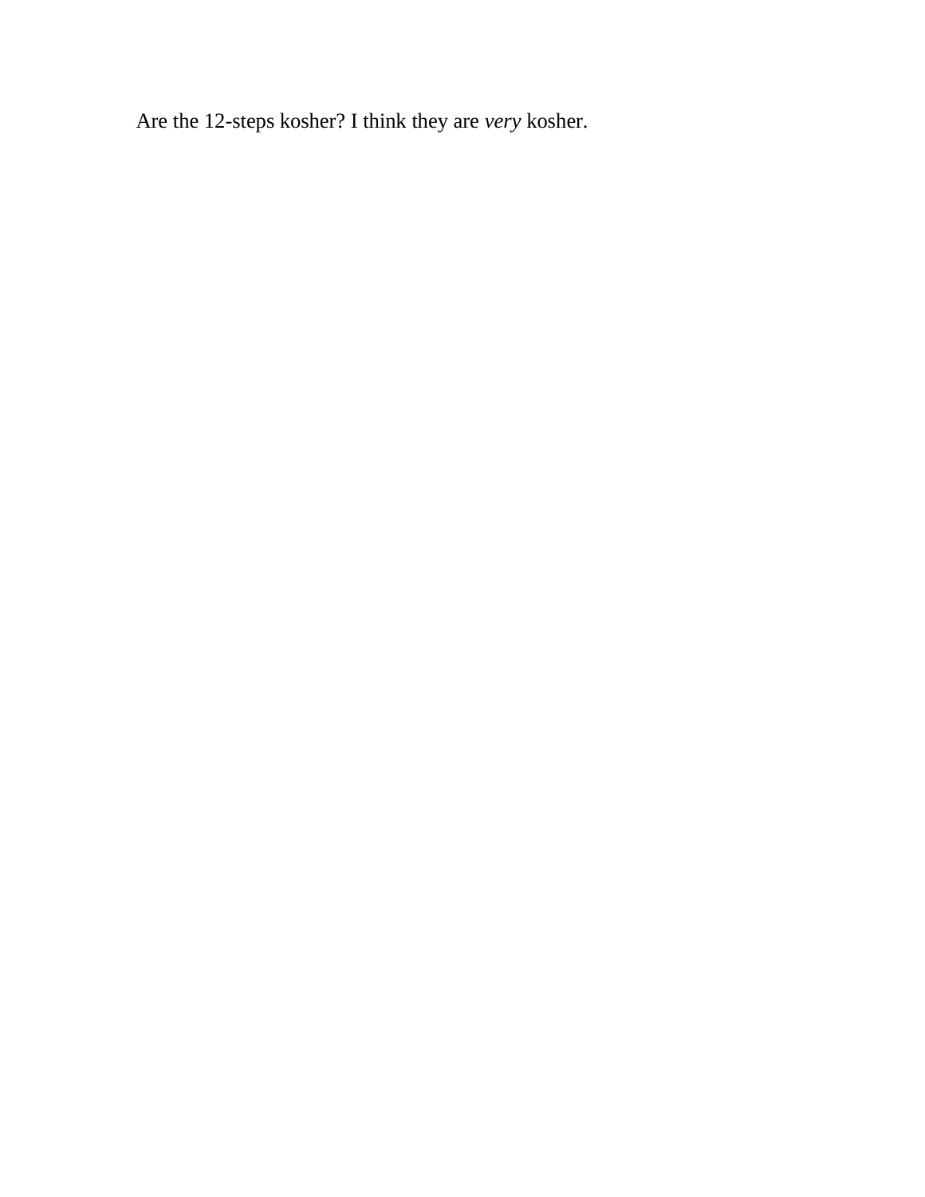Are the 12-steps kosher? I think they are *very* kosher.